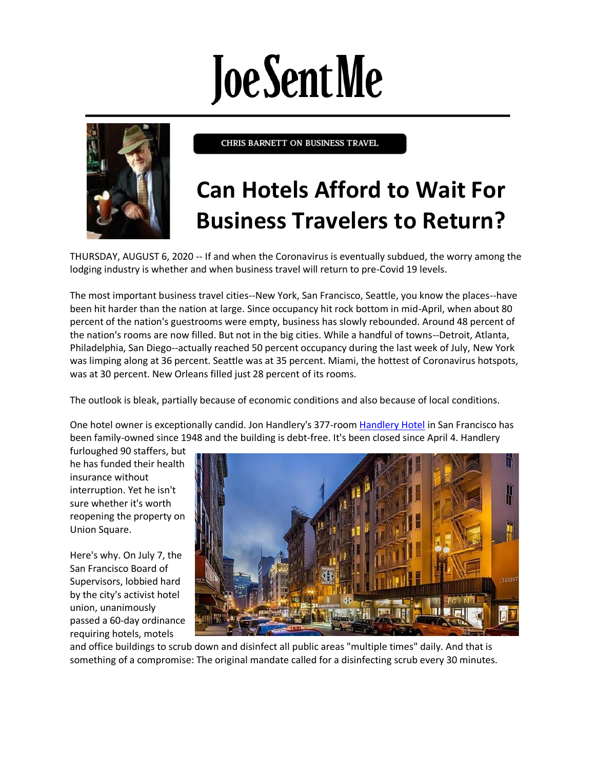# JoeSentMe

CHRIS BARNETT ON BUSINESS TRAVEL

## Can Hotels Afford to Wait For Business Travelers to Return?

THURSDAY, AUGUST 6, 2020 -- If and when the Coronavirus is eventually subdued, the worry among the lodging industry is whether and when business travel will return to pre-Covid 19 levels.

The most important business travel cities--New York, San Francisco, Seattle, you know the places--have been hit harder than the nation at large. Since occupancy hit rock bottom in mid-April, when about 80 percent of the nation's guestrooms were empty, business has slowly rebounded. Around 48 percent of the nation's rooms are now filled. But not in the big cities. While a handful of towns--Detroit, Atlanta, Philadelphia, San Diego--actually reached 50 percent occupancy during the last week of July, New York was limping along at 36 percent. Seattle was at 35 percent. Miami, the hottest of Coronavirus hotspots, was at 30 percent. New Orleans filled just 28 percent of its rooms.

The outlook is bleak, partially because of economic conditions and also because of local conditions.

One hotel owner is exceptionally candid. Jon Handlery's 377-room Handlery Hotel in San Francisco has been family-owned since 1948 and the building is debt-free. It's been closed since April 4. Handlery furloughed 90 staffers, but he has funded their health insurance without interruption. Yet he isn't sure whether it's worth reopening the property on Union Square.

Here's why. On July 7, the San Francisco Board of Supervisors, lobbied hard by the city's activist hotel union, unanimously passed a 60-day ordinance requiring hotels, motels and office buildings to scrub down and disinfect all public areas "multiple times" daily. And that is something of a compromise: The original mandate called for a disinfecting scrub every 30 minutes.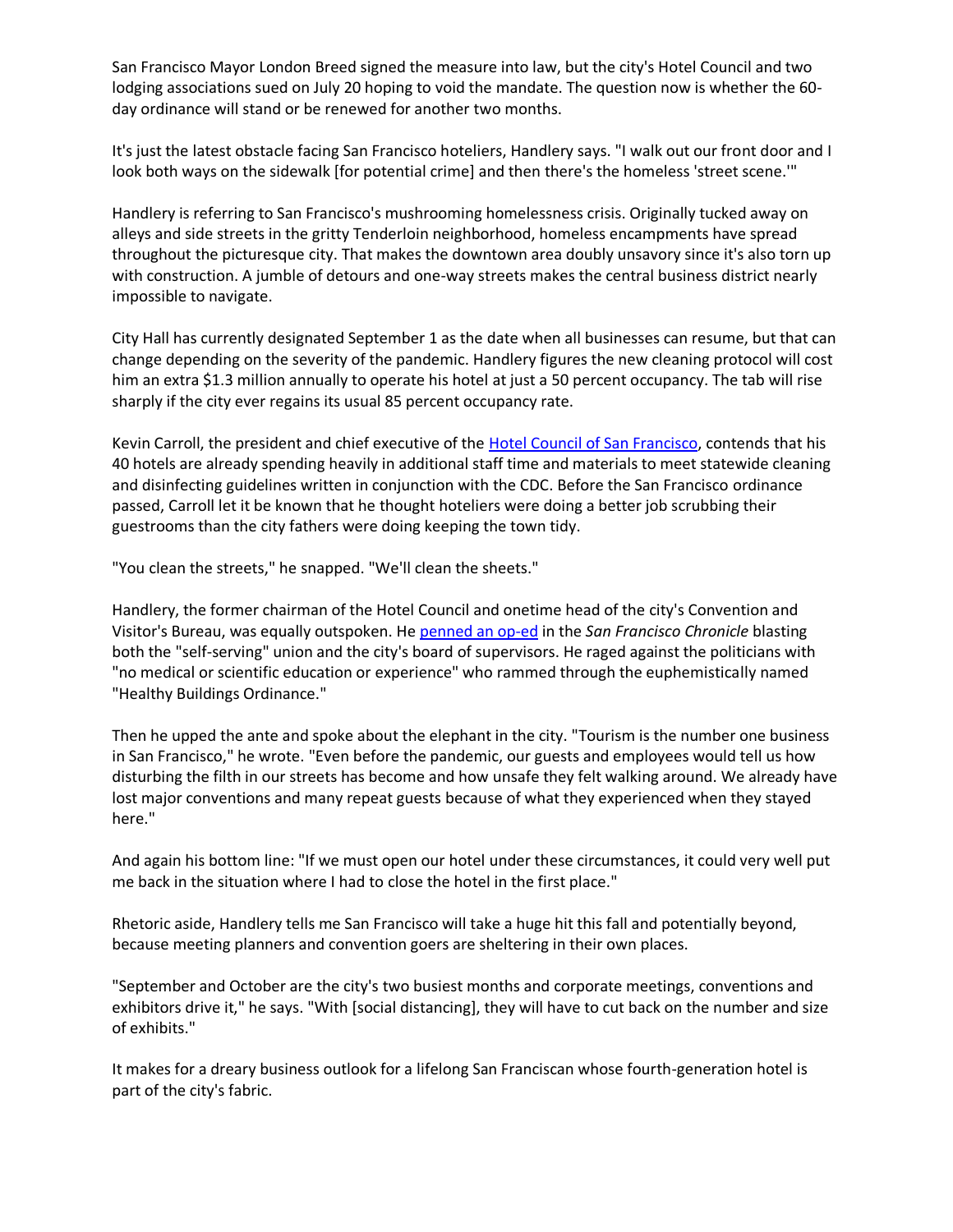San Francisco Mayor London Breed signed the measure into law, but the city's Hotel Council and two lodging associations sued on July 20 hoping to void the mandate. The question now is whether the 60-day ordinance will stand or be renewed for another two months.

It's just the latest obstacle facing San Francisco hoteliers, Handlery says. "I walk out our front door and I look both ways on the sidewalk [for potential crime] and then there's the homeless 'street scene.'"

Handlery is referring to San Francisco's mushrooming homelessness crisis. Originally tucked away on alleys and side streets in the gritty Tenderloin neighborhood, homeless encampments have spread throughout the picturesque city. That makes the downtown area doubly unsavory since it's also torn up with construction. A jumble of detours and one-way streets makes the central business district nearly impossible to navigate.

City Hall has currently designated September 1 as the date when all businesses can resume, but that can change depending on the severity of the pandemic. Handlery figures the new cleaning protocol will cost him an extra $1.3 million annually to operate his hotel at just a 50 percent occupancy. The tab will rise sharply if the city ever regains its usual 85 percent occupancy rate.

Kevin Carroll, the president and chief executive of the [Hotel Council of San Francisco](), contends that his 40 hotels are already spending heavily in additional staff time and materials to meet statewide cleaning and disinfecting guidelines written in conjunction with the CDC. Before the San Francisco ordinance passed, Carroll let it be known that he thought hoteliers were doing a better job scrubbing their guestrooms than the city fathers were doing keeping the town tidy.

"You clean the streets," he snapped. "We'll clean the sheets."

Handlery, the former chairman of the Hotel Council and onetime head of the city's Convention and Visitor's Bureau, was equally outspoken. He [penned an op-ed]() in the *San Francisco Chronicle* blasting both the "self-serving" union and the city's board of supervisors. He raged against the politicians with "no medical or scientific education or experience" who rammed through the euphemistically named "Healthy Buildings Ordinance."

Then he upped the ante and spoke about the elephant in the city. "Tourism is the number one business in San Francisco," he wrote. "Even before the pandemic, our guests and employees would tell us how disturbing the filth in our streets has become and how unsafe they felt walking around. We already have lost major conventions and many repeat guests because of what they experienced when they stayed here."

And again his bottom line: "If we must open our hotel under these circumstances, it could very well put me back in the situation where I had to close the hotel in the first place."

Rhetoric aside, Handlery tells me San Francisco will take a huge hit this fall and potentially beyond, because meeting planners and convention goers are sheltering in their own places.

"September and October are the city's two busiest months and corporate meetings, conventions and exhibitors drive it," he says. "With [social distancing], they will have to cut back on the number and size of exhibits."

It makes for a dreary business outlook for a lifelong San Franciscan whose fourth-generation hotel is part of the city's fabric.